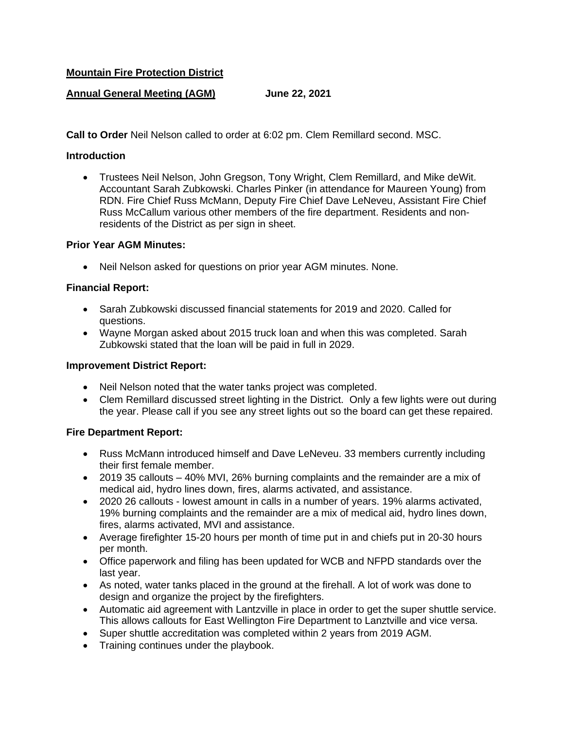**Mountain Fire Protection District**

**Annual General Meeting (AGM)** **June 22, 2021**

**Call to Order** Neil Nelson called to order at 6:02 pm. Clem Remillard second. MSC.

**Introduction**

- Trustees Neil Nelson, John Gregson, Tony Wright, Clem Remillard, and Mike deWit. Accountant Sarah Zubkowski. Charles Pinker (in attendance for Maureen Young) from RDN. Fire Chief Russ McMann, Deputy Fire Chief Dave LeNeveu, Assistant Fire Chief Russ McCallum various other members of the fire department. Residents and non-residents of the District as per sign in sheet.

**Prior Year AGM Minutes:**

- Neil Nelson asked for questions on prior year AGM minutes. None.

**Financial Report:**

- Sarah Zubkowski discussed financial statements for 2019 and 2020. Called for questions.
- Wayne Morgan asked about 2015 truck loan and when this was completed. Sarah Zubkowski stated that the loan will be paid in full in 2029.

**Improvement District Report:**

- Neil Nelson noted that the water tanks project was completed.
- Clem Remillard discussed street lighting in the District. Only a few lights were out during the year. Please call if you see any street lights out so the board can get these repaired.

**Fire Department Report:**

- Russ McMann introduced himself and Dave LeNeveu. 33 members currently including their first female member.
- 2019 35 callouts – 40% MVI, 26% burning complaints and the remainder are a mix of medical aid, hydro lines down, fires, alarms activated, and assistance.
- 2020 26 callouts - lowest amount in calls in a number of years. 19% alarms activated, 19% burning complaints and the remainder are a mix of medical aid, hydro lines down, fires, alarms activated, MVI and assistance.
- Average firefighter 15-20 hours per month of time put in and chiefs put in 20-30 hours per month.
- Office paperwork and filing has been updated for WCB and NFPD standards over the last year.
- As noted, water tanks placed in the ground at the firehall. A lot of work was done to design and organize the project by the firefighters.
- Automatic aid agreement with Lantzville in place in order to get the super shuttle service. This allows callouts for East Wellington Fire Department to Lanztville and vice versa.
- Super shuttle accreditation was completed within 2 years from 2019 AGM.
- Training continues under the playbook.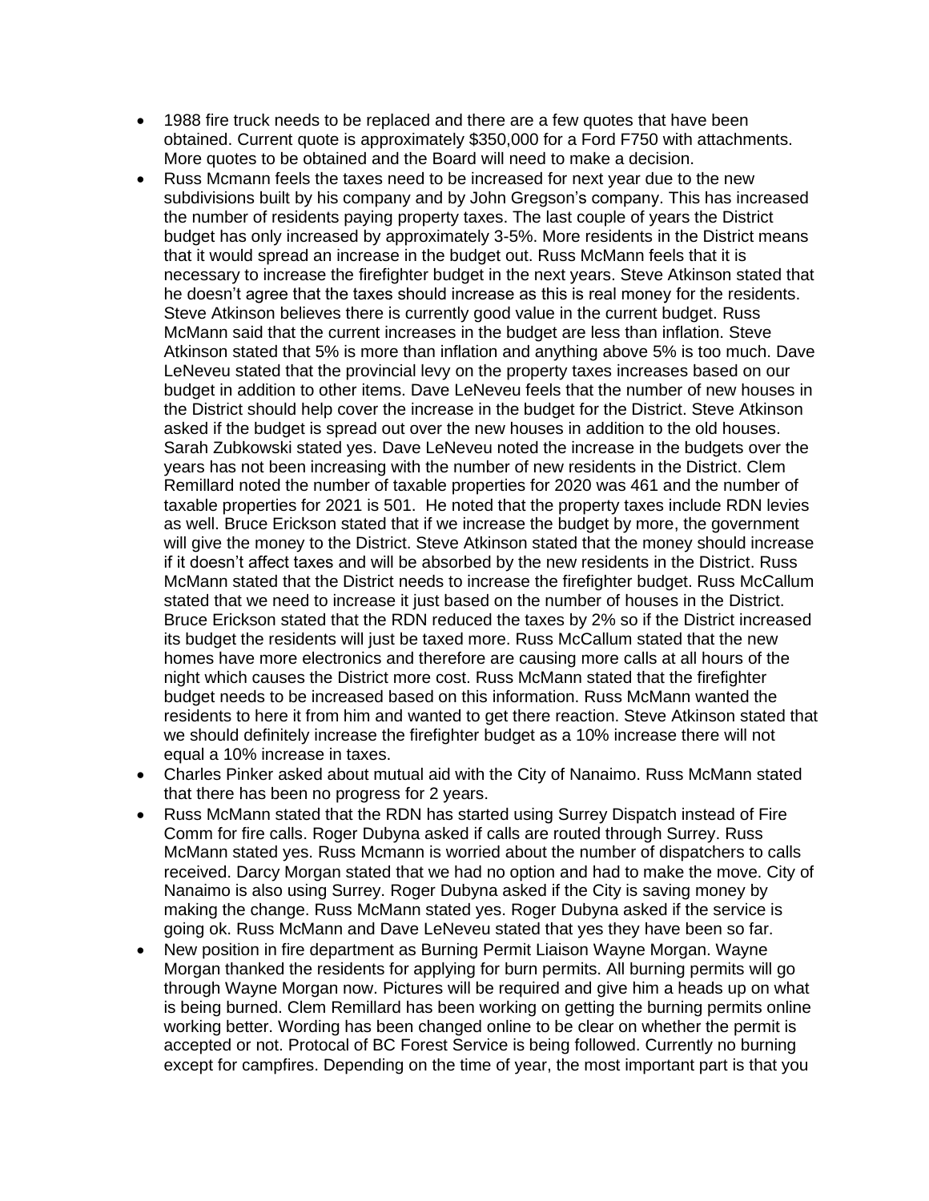- 1988 fire truck needs to be replaced and there are a few quotes that have been obtained. Current quote is approximately $350,000 for a Ford F750 with attachments. More quotes to be obtained and the Board will need to make a decision.
- Russ Mcmann feels the taxes need to be increased for next year due to the new subdivisions built by his company and by John Gregson's company. This has increased the number of residents paying property taxes. The last couple of years the District budget has only increased by approximately 3-5%. More residents in the District means that it would spread an increase in the budget out. Russ McMann feels that it is necessary to increase the firefighter budget in the next years. Steve Atkinson stated that he doesn't agree that the taxes should increase as this is real money for the residents. Steve Atkinson believes there is currently good value in the current budget. Russ McMann said that the current increases in the budget are less than inflation. Steve Atkinson stated that 5% is more than inflation and anything above 5% is too much. Dave LeNeveu stated that the provincial levy on the property taxes increases based on our budget in addition to other items. Dave LeNeveu feels that the number of new houses in the District should help cover the increase in the budget for the District. Steve Atkinson asked if the budget is spread out over the new houses in addition to the old houses. Sarah Zubkowski stated yes. Dave LeNeveu noted the increase in the budgets over the years has not been increasing with the number of new residents in the District. Clem Remillard noted the number of taxable properties for 2020 was 461 and the number of taxable properties for 2021 is 501. He noted that the property taxes include RDN levies as well. Bruce Erickson stated that if we increase the budget by more, the government will give the money to the District. Steve Atkinson stated that the money should increase if it doesn't affect taxes and will be absorbed by the new residents in the District. Russ McMann stated that the District needs to increase the firefighter budget. Russ McCallum stated that we need to increase it just based on the number of houses in the District. Bruce Erickson stated that the RDN reduced the taxes by 2% so if the District increased its budget the residents will just be taxed more. Russ McCallum stated that the new homes have more electronics and therefore are causing more calls at all hours of the night which causes the District more cost. Russ McMann stated that the firefighter budget needs to be increased based on this information. Russ McMann wanted the residents to here it from him and wanted to get there reaction. Steve Atkinson stated that we should definitely increase the firefighter budget as a 10% increase there will not equal a 10% increase in taxes.
- Charles Pinker asked about mutual aid with the City of Nanaimo. Russ McMann stated that there has been no progress for 2 years.
- Russ McMann stated that the RDN has started using Surrey Dispatch instead of Fire Comm for fire calls. Roger Dubyna asked if calls are routed through Surrey. Russ McMann stated yes. Russ Mcmann is worried about the number of dispatchers to calls received. Darcy Morgan stated that we had no option and had to make the move. City of Nanaimo is also using Surrey. Roger Dubyna asked if the City is saving money by making the change. Russ McMann stated yes. Roger Dubyna asked if the service is going ok. Russ McMann and Dave LeNeveu stated that yes they have been so far.
- New position in fire department as Burning Permit Liaison Wayne Morgan. Wayne Morgan thanked the residents for applying for burn permits. All burning permits will go through Wayne Morgan now. Pictures will be required and give him a heads up on what is being burned. Clem Remillard has been working on getting the burning permits online working better. Wording has been changed online to be clear on whether the permit is accepted or not. Protocal of BC Forest Service is being followed. Currently no burning except for campfires. Depending on the time of year, the most important part is that you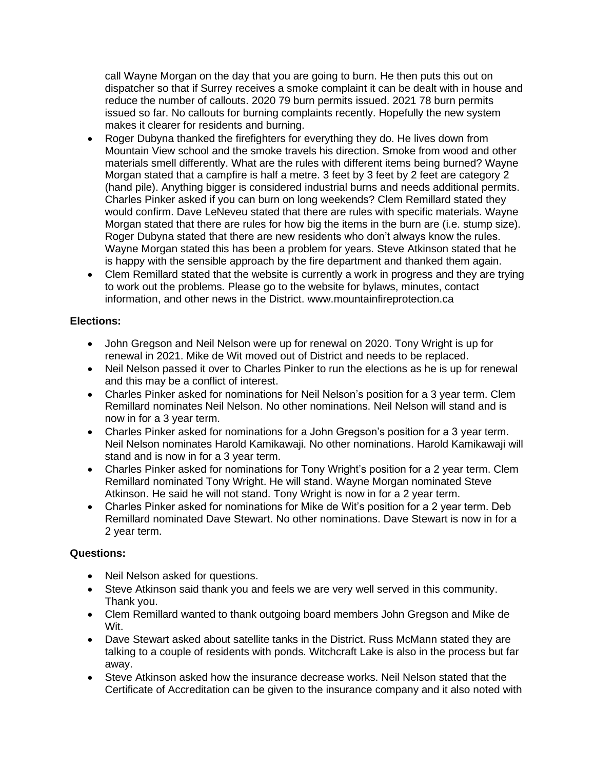call Wayne Morgan on the day that you are going to burn. He then puts this out on dispatcher so that if Surrey receives a smoke complaint it can be dealt with in house and reduce the number of callouts. 2020 79 burn permits issued. 2021 78 burn permits issued so far. No callouts for burning complaints recently. Hopefully the new system makes it clearer for residents and burning.

- Roger Dubyna thanked the firefighters for everything they do. He lives down from Mountain View school and the smoke travels his direction. Smoke from wood and other materials smell differently. What are the rules with different items being burned? Wayne Morgan stated that a campfire is half a metre. 3 feet by 3 feet by 2 feet are category 2 (hand pile). Anything bigger is considered industrial burns and needs additional permits. Charles Pinker asked if you can burn on long weekends? Clem Remillard stated they would confirm. Dave LeNeveu stated that there are rules with specific materials. Wayne Morgan stated that there are rules for how big the items in the burn are (i.e. stump size). Roger Dubyna stated that there are new residents who don't always know the rules. Wayne Morgan stated this has been a problem for years. Steve Atkinson stated that he is happy with the sensible approach by the fire department and thanked them again.
- Clem Remillard stated that the website is currently a work in progress and they are trying to work out the problems. Please go to the website for bylaws, minutes, contact information, and other news in the District. www.mountainfireprotection.ca

**Elections:**

- John Gregson and Neil Nelson were up for renewal on 2020. Tony Wright is up for renewal in 2021. Mike de Wit moved out of District and needs to be replaced.
- Neil Nelson passed it over to Charles Pinker to run the elections as he is up for renewal and this may be a conflict of interest.
- Charles Pinker asked for nominations for Neil Nelson's position for a 3 year term. Clem Remillard nominates Neil Nelson. No other nominations. Neil Nelson will stand and is now in for a 3 year term.
- Charles Pinker asked for nominations for a John Gregson's position for a 3 year term. Neil Nelson nominates Harold Kamikawaji. No other nominations. Harold Kamikawaji will stand and is now in for a 3 year term.
- Charles Pinker asked for nominations for Tony Wright's position for a 2 year term. Clem Remillard nominated Tony Wright. He will stand. Wayne Morgan nominated Steve Atkinson. He said he will not stand. Tony Wright is now in for a 2 year term.
- Charles Pinker asked for nominations for Mike de Wit's position for a 2 year term. Deb Remillard nominated Dave Stewart. No other nominations. Dave Stewart is now in for a 2 year term.

**Questions:**

- Neil Nelson asked for questions.
- Steve Atkinson said thank you and feels we are very well served in this community. Thank you.
- Clem Remillard wanted to thank outgoing board members John Gregson and Mike de Wit.
- Dave Stewart asked about satellite tanks in the District. Russ McMann stated they are talking to a couple of residents with ponds. Witchcraft Lake is also in the process but far away.
- Steve Atkinson asked how the insurance decrease works. Neil Nelson stated that the Certificate of Accreditation can be given to the insurance company and it also noted with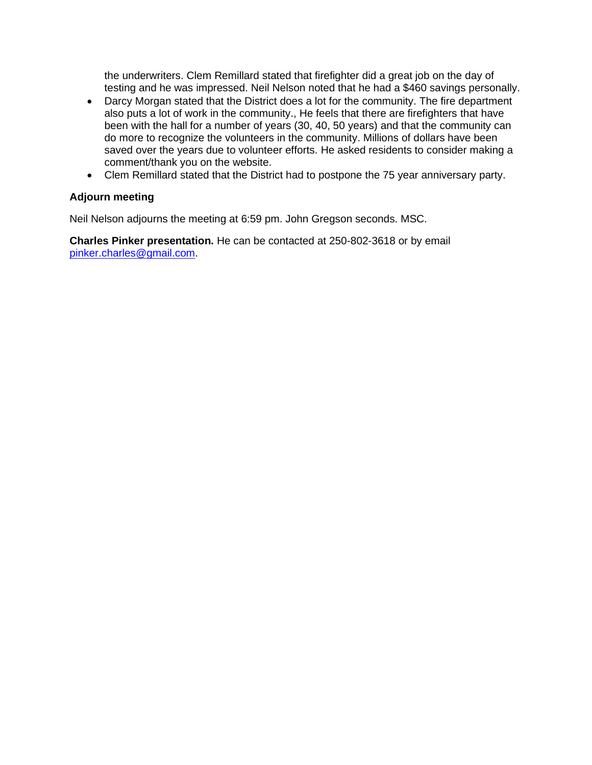the underwriters. Clem Remillard stated that firefighter did a great job on the day of testing and he was impressed. Neil Nelson noted that he had a $460 savings personally.

- Darcy Morgan stated that the District does a lot for the community. The fire department also puts a lot of work in the community., He feels that there are firefighters that have been with the hall for a number of years (30, 40, 50 years) and that the community can do more to recognize the volunteers in the community. Millions of dollars have been saved over the years due to volunteer efforts. He asked residents to consider making a comment/thank you on the website.
- Clem Remillard stated that the District had to postpone the 75 year anniversary party.

**Adjourn meeting**

Neil Nelson adjourns the meeting at 6:59 pm. John Gregson seconds. MSC.

**Charles Pinker presentation.** He can be contacted at 250-802-3618 or by email pinker.charles@gmail.com.